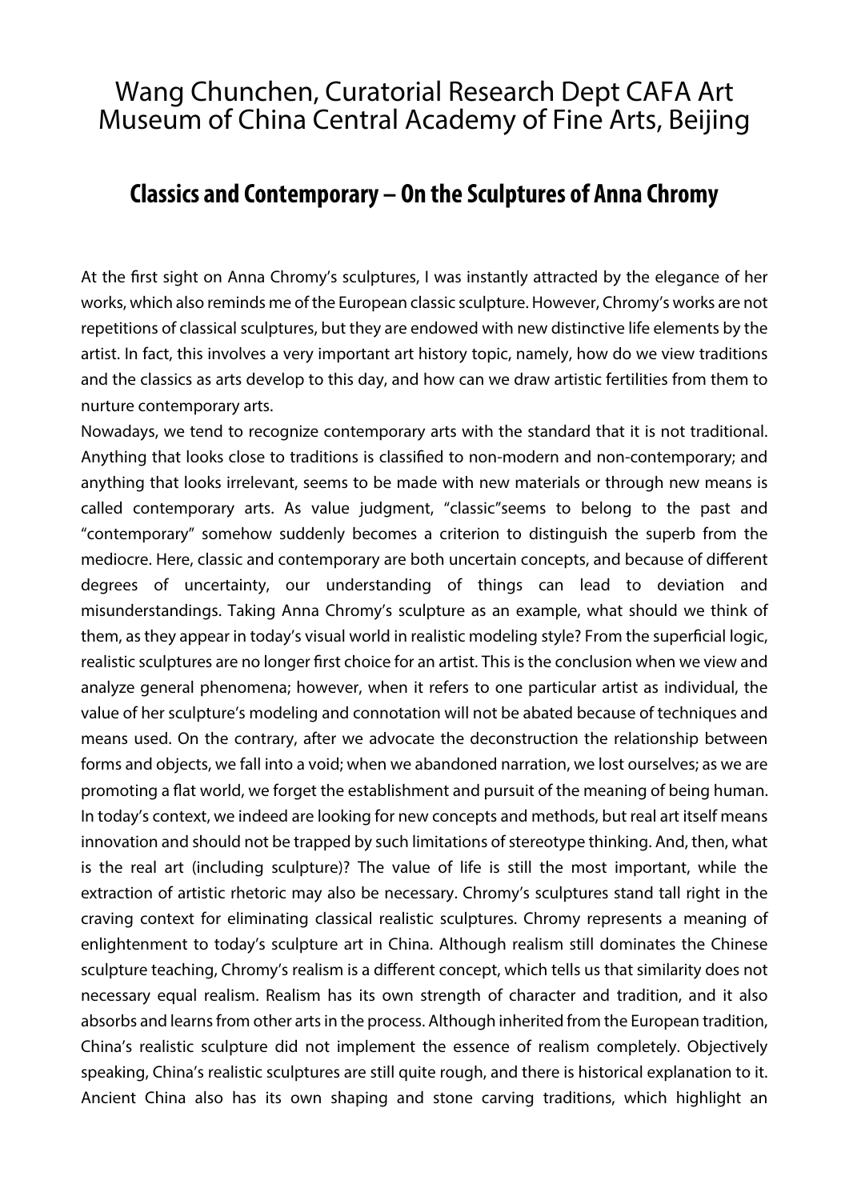Wang Chunchen, Curatorial Research Dept CAFA Art Museum of China Central Academy of Fine Arts, Beijing

## Classics and Contemporary – On the Sculptures of Anna Chromy

At the first sight on Anna Chromy's sculptures, I was instantly attracted by the elegance of her works, which also reminds me of the European classic sculpture. However, Chromy's works are not repetitions of classical sculptures, but they are endowed with new distinctive life elements by the artist. In fact, this involves a very important art history topic, namely, how do we view traditions and the classics as arts develop to this day, and how can we draw artistic fertilities from them to nurture contemporary arts.

Nowadays, we tend to recognize contemporary arts with the standard that it is not traditional. Anything that looks close to traditions is classified to non-modern and non-contemporary; and anything that looks irrelevant, seems to be made with new materials or through new means is called contemporary arts. As value judgment, "classic"seems to belong to the past and "contemporary" somehow suddenly becomes a criterion to distinguish the superb from the mediocre. Here, classic and contemporary are both uncertain concepts, and because of different degrees of uncertainty, our understanding of things can lead to deviation and misunderstandings. Taking Anna Chromy's sculpture as an example, what should we think of them, as they appear in today's visual world in realistic modeling style? From the superficial logic, realistic sculptures are no longer first choice for an artist. This is the conclusion when we view and analyze general phenomena; however, when it refers to one particular artist as individual, the value of her sculpture's modeling and connotation will not be abated because of techniques and means used. On the contrary, after we advocate the deconstruction the relationship between forms and objects, we fall into a void; when we abandoned narration, we lost ourselves; as we are promoting a flat world, we forget the establishment and pursuit of the meaning of being human. In today's context, we indeed are looking for new concepts and methods, but real art itself means innovation and should not be trapped by such limitations of stereotype thinking. And, then, what is the real art (including sculpture)? The value of life is still the most important, while the extraction of artistic rhetoric may also be necessary. Chromy's sculptures stand tall right in the craving context for eliminating classical realistic sculptures. Chromy represents a meaning of enlightenment to today's sculpture art in China. Although realism still dominates the Chinese sculpture teaching, Chromy's realism is a different concept, which tells us that similarity does not necessary equal realism. Realism has its own strength of character and tradition, and it also absorbs and learns from other arts in the process. Although inherited from the European tradition, China's realistic sculpture did not implement the essence of realism completely. Objectively speaking, China's realistic sculptures are still quite rough, and there is historical explanation to it. Ancient China also has its own shaping and stone carving traditions, which highlight an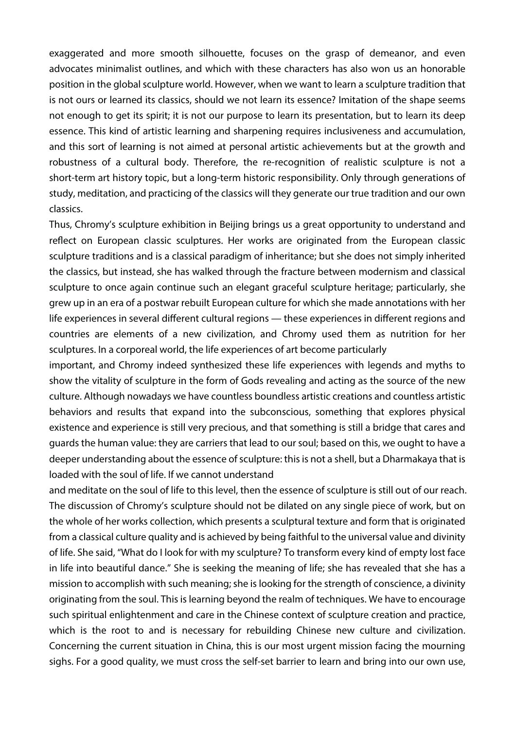exaggerated and more smooth silhouette, focuses on the grasp of demeanor, and even advocates minimalist outlines, and which with these characters has also won us an honorable position in the global sculpture world. However, when we want to learn a sculpture tradition that is not ours or learned its classics, should we not learn its essence? Imitation of the shape seems not enough to get its spirit; it is not our purpose to learn its presentation, but to learn its deep essence. This kind of artistic learning and sharpening requires inclusiveness and accumulation, and this sort of learning is not aimed at personal artistic achievements but at the growth and robustness of a cultural body. Therefore, the re-recognition of realistic sculpture is not a short-term art history topic, but a long-term historic responsibility. Only through generations of study, meditation, and practicing of the classics will they generate our true tradition and our own classics.

Thus, Chromy's sculpture exhibition in Beijing brings us a great opportunity to understand and reflect on European classic sculptures. Her works are originated from the European classic sculpture traditions and is a classical paradigm of inheritance; but she does not simply inherited the classics, but instead, she has walked through the fracture between modernism and classical sculpture to once again continue such an elegant graceful sculpture heritage; particularly, she grew up in an era of a postwar rebuilt European culture for which she made annotations with her life experiences in several different cultural regions — these experiences in different regions and countries are elements of a new civilization, and Chromy used them as nutrition for her sculptures. In a corporeal world, the life experiences of art become particularly important, and Chromy indeed synthesized these life experiences with legends and myths to show the vitality of sculpture in the form of Gods revealing and acting as the source of the new culture. Although nowadays we have countless boundless artistic creations and countless artistic behaviors and results that expand into the subconscious, something that explores physical existence and experience is still very precious, and that something is still a bridge that cares and guards the human value: they are carriers that lead to our soul; based on this, we ought to have a deeper understanding about the essence of sculpture: this is not a shell, but a Dharmakaya that is loaded with the soul of life. If we cannot understand and meditate on the soul of life to this level, then the essence of sculpture is still out of our reach. The discussion of Chromy's sculpture should not be dilated on any single piece of work, but on the whole of her works collection, which presents a sculptural texture and form that is originated from a classical culture quality and is achieved by being faithful to the universal value and divinity of life. She said, "What do I look for with my sculpture? To transform every kind of empty lost face in life into beautiful dance." She is seeking the meaning of life; she has revealed that she has a mission to accomplish with such meaning; she is looking for the strength of conscience, a divinity originating from the soul. This is learning beyond the realm of techniques. We have to encourage such spiritual enlightenment and care in the Chinese context of sculpture creation and practice, which is the root to and is necessary for rebuilding Chinese new culture and civilization. Concerning the current situation in China, this is our most urgent mission facing the mourning sighs. For a good quality, we must cross the self-set barrier to learn and bring into our own use,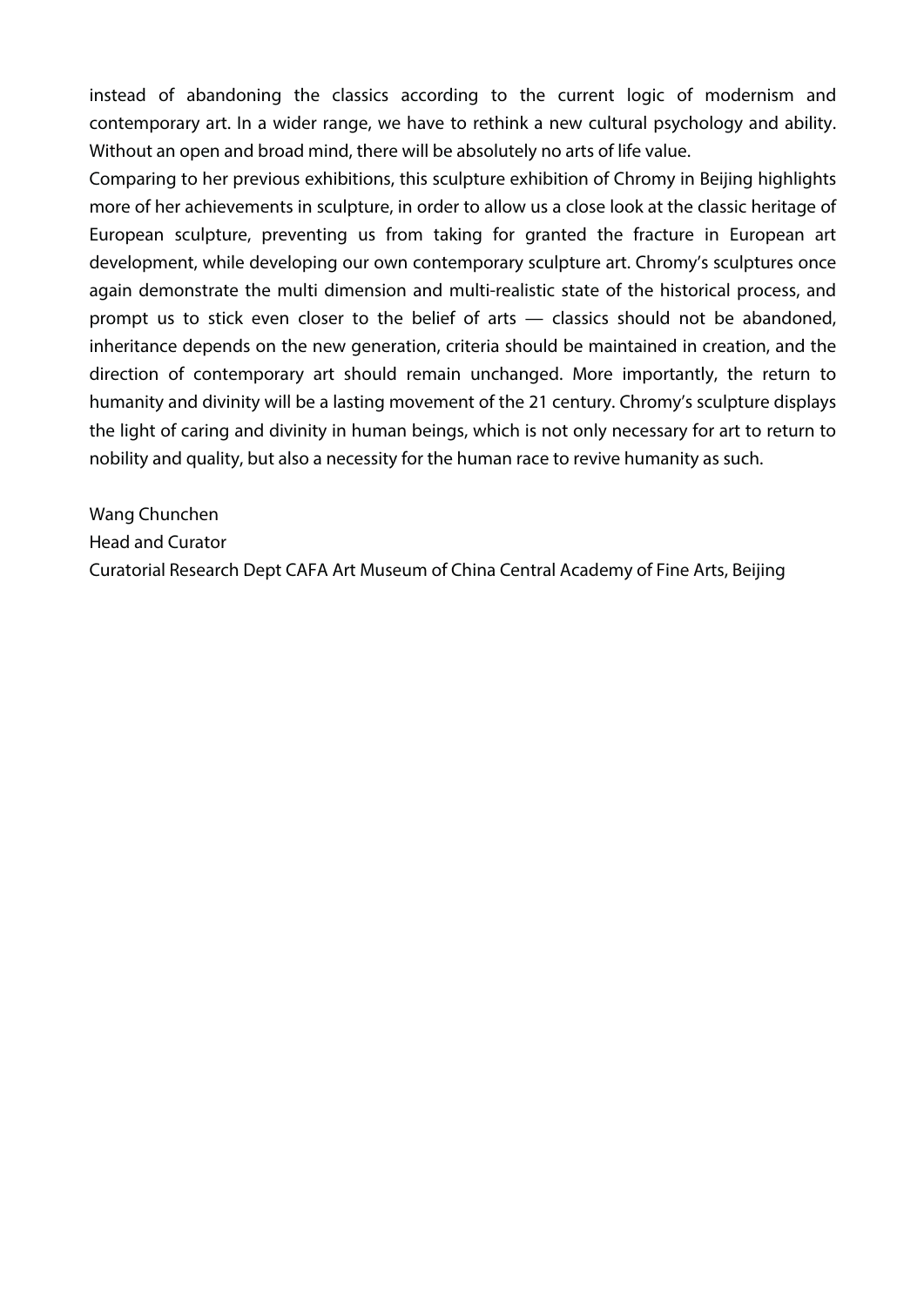instead of abandoning the classics according to the current logic of modernism and contemporary art. In a wider range, we have to rethink a new cultural psychology and ability. Without an open and broad mind, there will be absolutely no arts of life value.

Comparing to her previous exhibitions, this sculpture exhibition of Chromy in Beijing highlights more of her achievements in sculpture, in order to allow us a close look at the classic heritage of European sculpture, preventing us from taking for granted the fracture in European art development, while developing our own contemporary sculpture art. Chromy's sculptures once again demonstrate the multi dimension and multi-realistic state of the historical process, and prompt us to stick even closer to the belief of arts — classics should not be abandoned, inheritance depends on the new generation, criteria should be maintained in creation, and the direction of contemporary art should remain unchanged. More importantly, the return to humanity and divinity will be a lasting movement of the 21 century. Chromy's sculpture displays the light of caring and divinity in human beings, which is not only necessary for art to return to nobility and quality, but also a necessity for the human race to revive humanity as such.

Wang Chunchen
Head and Curator
Curatorial Research Dept CAFA Art Museum of China Central Academy of Fine Arts, Beijing